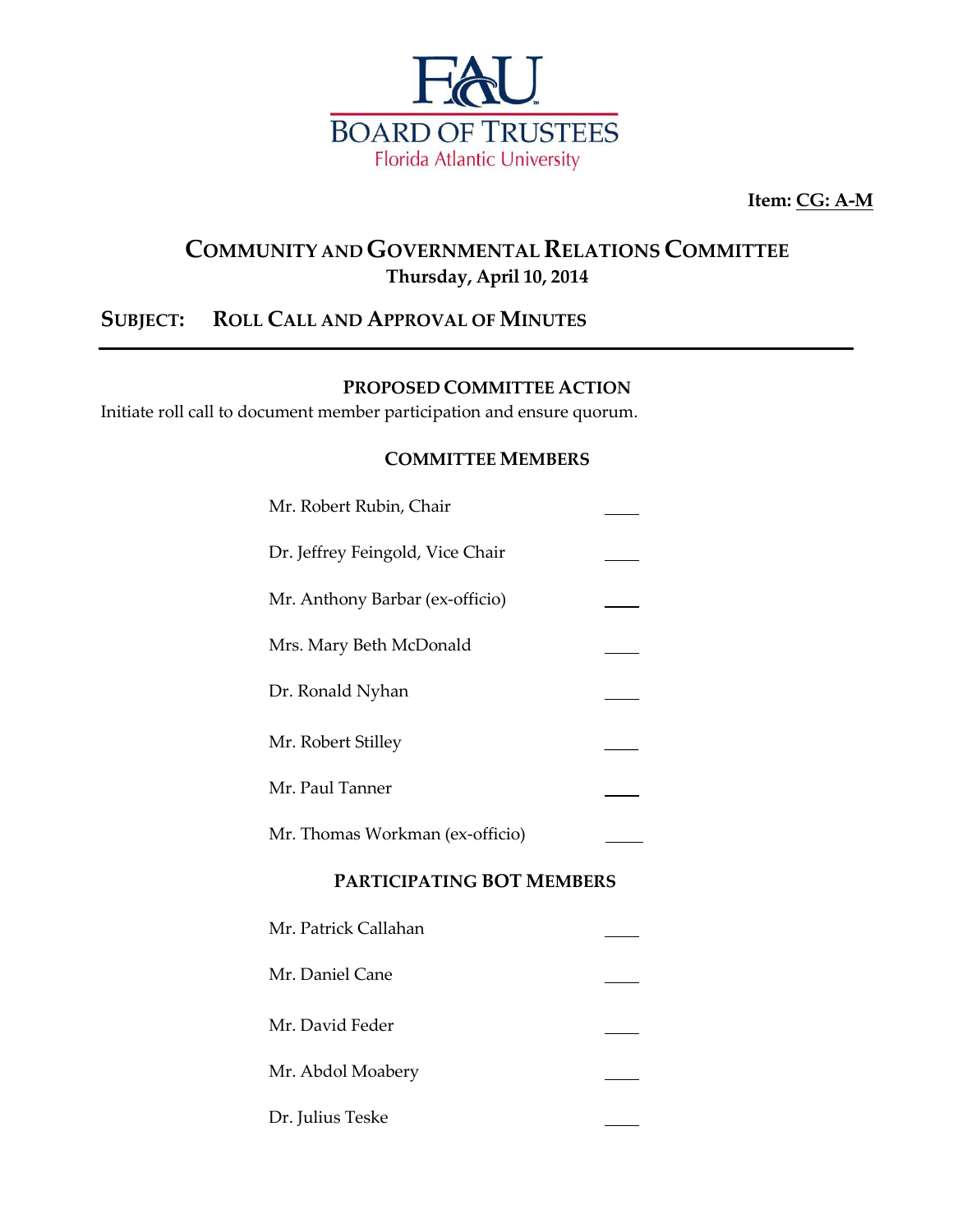**FAU BOARD OF TRUSTEES**
Florida Atlantic University

**Item: CG: A-M**

# COMMUNITY AND GOVERNMENTAL RELATIONS COMMITTEE

**Thursday, April 10, 2014**

## SUBJECT: ROLL CALL AND APPROVAL OF MINUTES

---

### PROPOSED COMMITTEE ACTION

Initiate roll call to document member participation and ensure quorum.

### COMMITTEE MEMBERS

| | |
|---|---|
| Mr. Robert Rubin, Chair | ____ |
| Dr. Jeffrey Feingold, Vice Chair | ____ |
| Mr. Anthony Barbar (ex-officio) | ____ |
| Mrs. Mary Beth McDonald | ____ |
| Dr. Ronald Nyhan | ____ |
| Mr. Robert Stilley | ____ |
| Mr. Paul Tanner | ____ |
| Mr. Thomas Workman (ex-officio) | ____ |

### PARTICIPATING BOT MEMBERS

| | |
|---|---|
| Mr. Patrick Callahan | ____ |
| Mr. Daniel Cane | ____ |
| Mr. David Feder | ____ |
| Mr. Abdol Moabery | ____ |
| Dr. Julius Teske | ____ |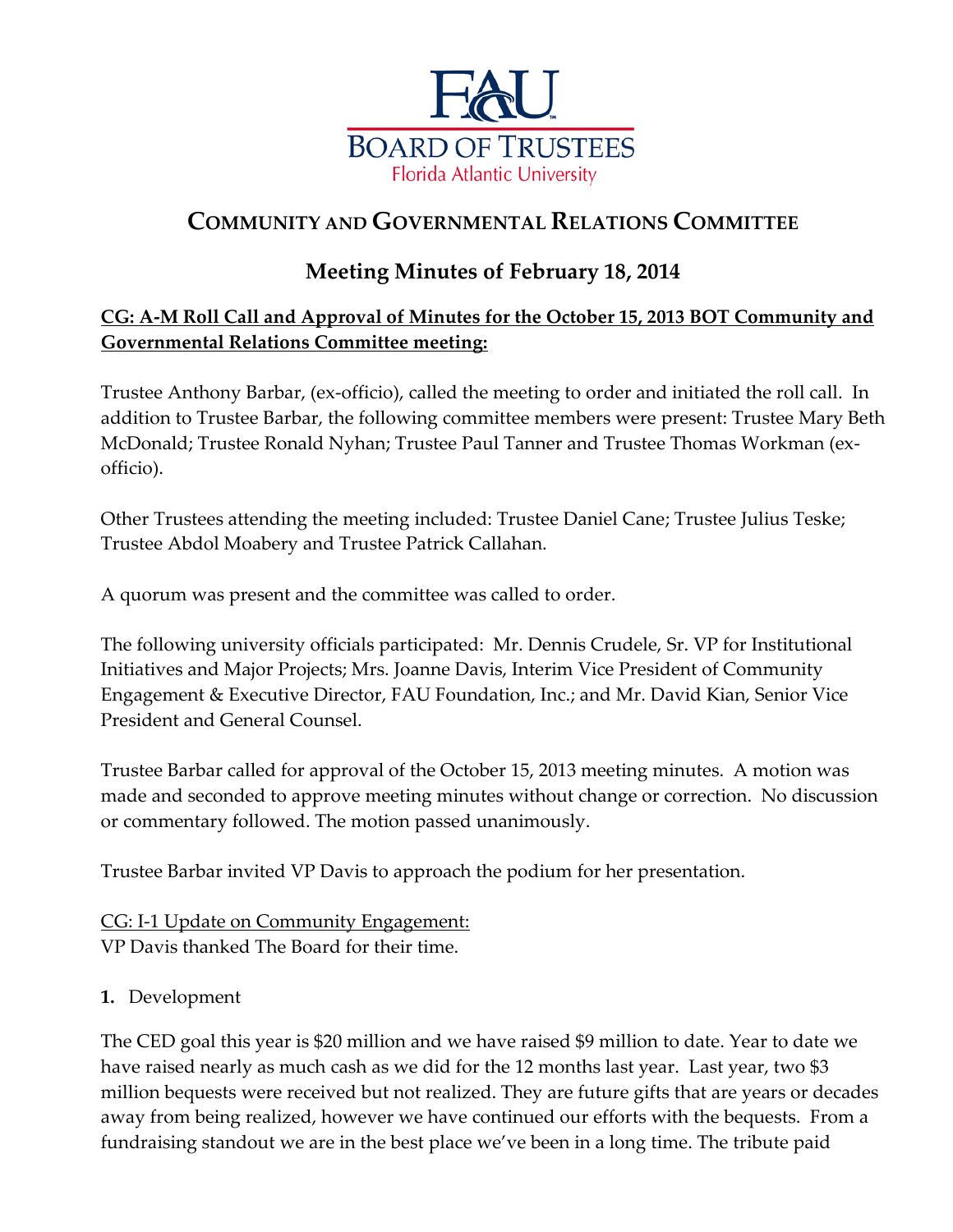# Community and Governmental Relations Committee

## Meeting Minutes of February 18, 2014

**CG: A-M Roll Call and Approval of Minutes for the October 15, 2013 BOT Community and Governmental Relations Committee meeting:**

Trustee Anthony Barbar, (ex-officio), called the meeting to order and initiated the roll call. In addition to Trustee Barbar, the following committee members were present: Trustee Mary Beth McDonald; Trustee Ronald Nyhan; Trustee Paul Tanner and Trustee Thomas Workman (ex-officio).

Other Trustees attending the meeting included: Trustee Daniel Cane; Trustee Julius Teske; Trustee Abdol Moabery and Trustee Patrick Callahan.

A quorum was present and the committee was called to order.

The following university officials participated: Mr. Dennis Crudele, Sr. VP for Institutional Initiatives and Major Projects; Mrs. Joanne Davis, Interim Vice President of Community Engagement & Executive Director, FAU Foundation, Inc.; and Mr. David Kian, Senior Vice President and General Counsel.

Trustee Barbar called for approval of the October 15, 2013 meeting minutes. A motion was made and seconded to approve meeting minutes without change or correction. No discussion or commentary followed. The motion passed unanimously.

Trustee Barbar invited VP Davis to approach the podium for her presentation.

CG: I-1 Update on Community Engagement:
VP Davis thanked The Board for their time.

**1.** Development

The CED goal this year is $20 million and we have raised $9 million to date. Year to date we have raised nearly as much cash as we did for the 12 months last year. Last year, two $3 million bequests were received but not realized. They are future gifts that are years or decades away from being realized, however we have continued our efforts with the bequests. From a fundraising standout we are in the best place we've been in a long time. The tribute paid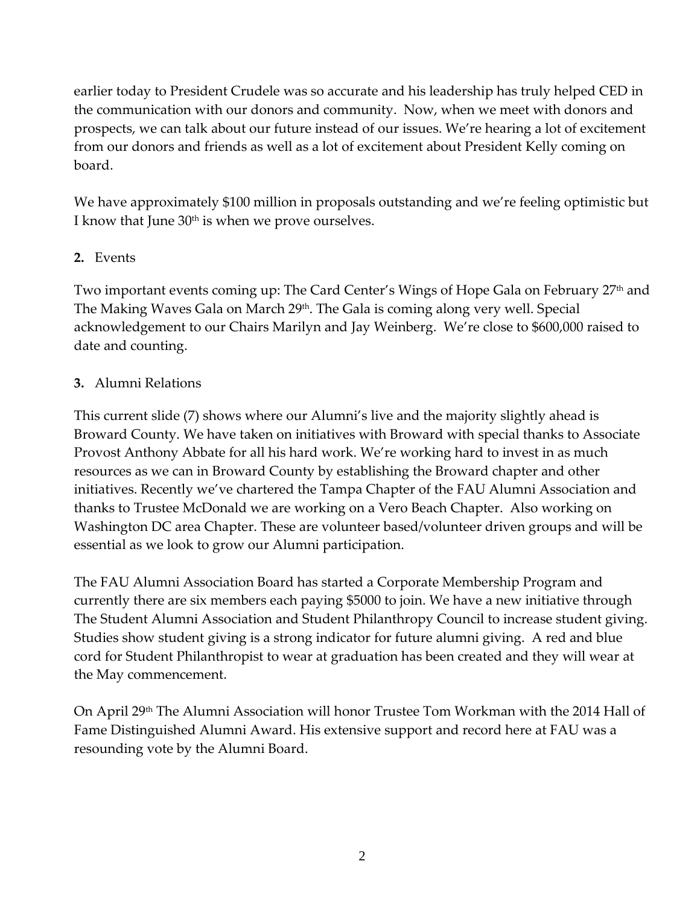earlier today to President Crudele was so accurate and his leadership has truly helped CED in the communication with our donors and community. Now, when we meet with donors and prospects, we can talk about our future instead of our issues. We're hearing a lot of excitement from our donors and friends as well as a lot of excitement about President Kelly coming on board.

We have approximately $100 million in proposals outstanding and we're feeling optimistic but I know that June 30th is when we prove ourselves.

**2.** Events

Two important events coming up: The Card Center's Wings of Hope Gala on February 27th and The Making Waves Gala on March 29th. The Gala is coming along very well. Special acknowledgement to our Chairs Marilyn and Jay Weinberg. We're close to $600,000 raised to date and counting.

**3.** Alumni Relations

This current slide (7) shows where our Alumni's live and the majority slightly ahead is Broward County. We have taken on initiatives with Broward with special thanks to Associate Provost Anthony Abbate for all his hard work. We're working hard to invest in as much resources as we can in Broward County by establishing the Broward chapter and other initiatives. Recently we've chartered the Tampa Chapter of the FAU Alumni Association and thanks to Trustee McDonald we are working on a Vero Beach Chapter. Also working on Washington DC area Chapter. These are volunteer based/volunteer driven groups and will be essential as we look to grow our Alumni participation.

The FAU Alumni Association Board has started a Corporate Membership Program and currently there are six members each paying $5000 to join. We have a new initiative through The Student Alumni Association and Student Philanthropy Council to increase student giving. Studies show student giving is a strong indicator for future alumni giving. A red and blue cord for Student Philanthropist to wear at graduation has been created and they will wear at the May commencement.

On April 29th The Alumni Association will honor Trustee Tom Workman with the 2014 Hall of Fame Distinguished Alumni Award. His extensive support and record here at FAU was a resounding vote by the Alumni Board.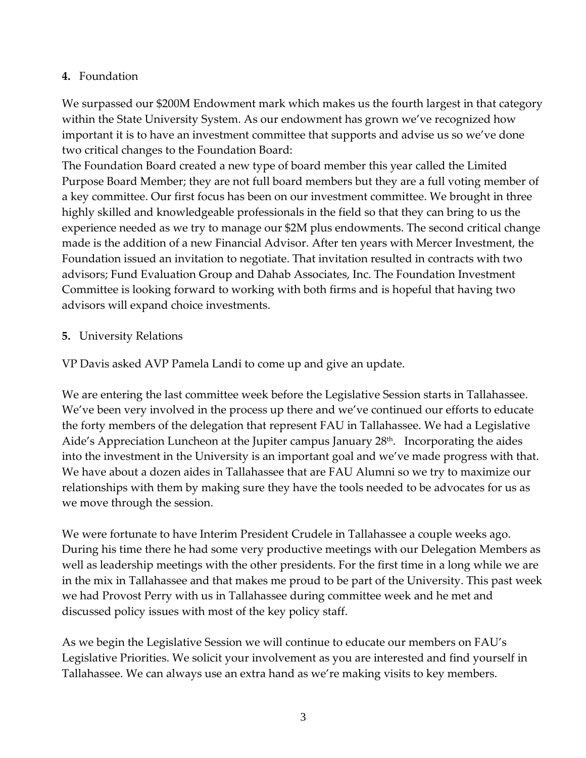**4.** Foundation

We surpassed our $200M Endowment mark which makes us the fourth largest in that category within the State University System. As our endowment has grown we've recognized how important it is to have an investment committee that supports and advise us so we've done two critical changes to the Foundation Board:

The Foundation Board created a new type of board member this year called the Limited Purpose Board Member; they are not full board members but they are a full voting member of a key committee. Our first focus has been on our investment committee. We brought in three highly skilled and knowledgeable professionals in the field so that they can bring to us the experience needed as we try to manage our $2M plus endowments. The second critical change made is the addition of a new Financial Advisor. After ten years with Mercer Investment, the Foundation issued an invitation to negotiate. That invitation resulted in contracts with two advisors; Fund Evaluation Group and Dahab Associates, Inc. The Foundation Investment Committee is looking forward to working with both firms and is hopeful that having two advisors will expand choice investments.

**5.** University Relations

VP Davis asked AVP Pamela Landi to come up and give an update.

We are entering the last committee week before the Legislative Session starts in Tallahassee. We've been very involved in the process up there and we've continued our efforts to educate the forty members of the delegation that represent FAU in Tallahassee. We had a Legislative Aide's Appreciation Luncheon at the Jupiter campus January 28th. Incorporating the aides into the investment in the University is an important goal and we've made progress with that. We have about a dozen aides in Tallahassee that are FAU Alumni so we try to maximize our relationships with them by making sure they have the tools needed to be advocates for us as we move through the session.

We were fortunate to have Interim President Crudele in Tallahassee a couple weeks ago. During his time there he had some very productive meetings with our Delegation Members as well as leadership meetings with the other presidents. For the first time in a long while we are in the mix in Tallahassee and that makes me proud to be part of the University. This past week we had Provost Perry with us in Tallahassee during committee week and he met and discussed policy issues with most of the key policy staff.

As we begin the Legislative Session we will continue to educate our members on FAU's Legislative Priorities. We solicit your involvement as you are interested and find yourself in Tallahassee. We can always use an extra hand as we're making visits to key members.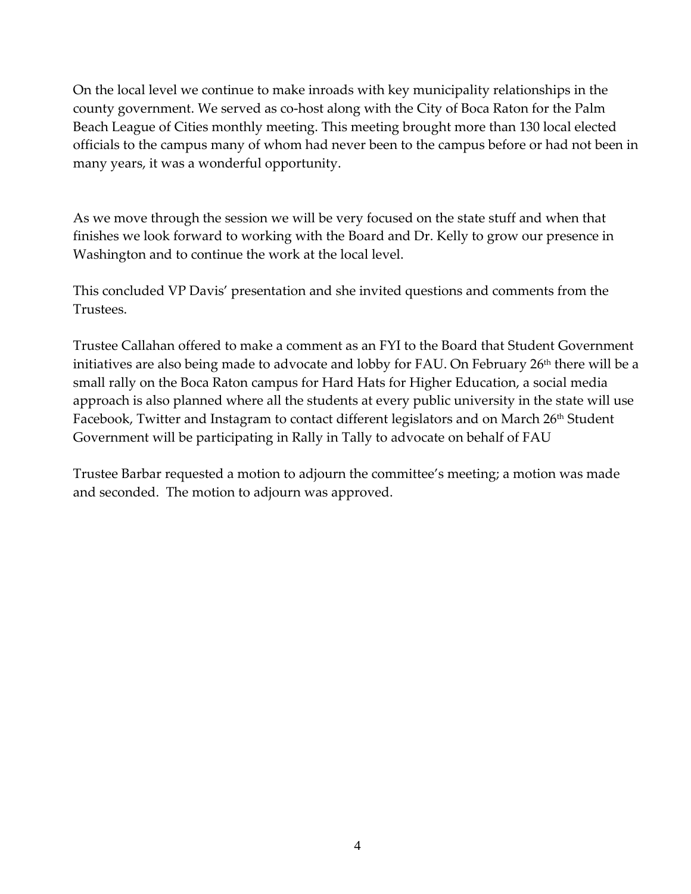On the local level we continue to make inroads with key municipality relationships in the county government. We served as co-host along with the City of Boca Raton for the Palm Beach League of Cities monthly meeting. This meeting brought more than 130 local elected officials to the campus many of whom had never been to the campus before or had not been in many years, it was a wonderful opportunity.

As we move through the session we will be very focused on the state stuff and when that finishes we look forward to working with the Board and Dr. Kelly to grow our presence in Washington and to continue the work at the local level.

This concluded VP Davis' presentation and she invited questions and comments from the Trustees.

Trustee Callahan offered to make a comment as an FYI to the Board that Student Government initiatives are also being made to advocate and lobby for FAU. On February 26th there will be a small rally on the Boca Raton campus for Hard Hats for Higher Education, a social media approach is also planned where all the students at every public university in the state will use Facebook, Twitter and Instagram to contact different legislators and on March 26th Student Government will be participating in Rally in Tally to advocate on behalf of FAU

Trustee Barbar requested a motion to adjourn the committee's meeting; a motion was made and seconded. The motion to adjourn was approved.